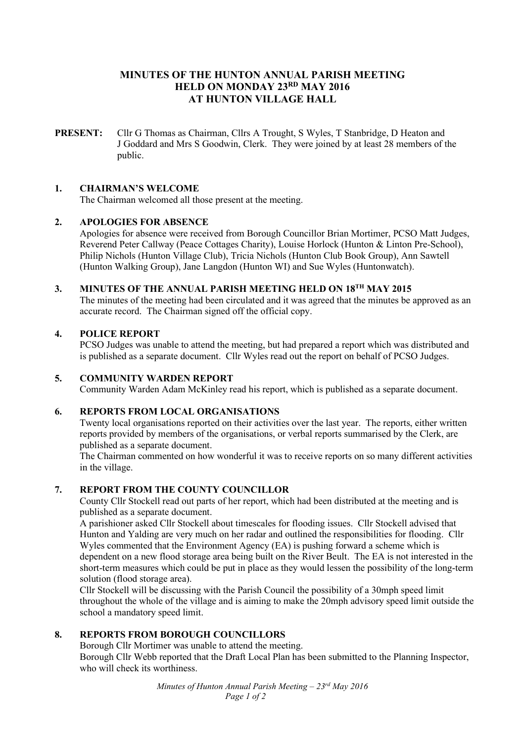# MINUTES OF THE HUNTON ANNUAL PARISH MEETING HELD ON MONDAY 23RD MAY 2016 AT HUNTON VILLAGE HALL

**PRESENT:** Cllr G Thomas as Chairman, Cllrs A Trought, S Wyles, T Stanbridge, D Heaton and J Goddard and Mrs S Goodwin, Clerk. They were joined by at least 28 members of the public.

## 1. CHAIRMAN'S WELCOME

The Chairman welcomed all those present at the meeting.

## 2. APOLOGIES FOR ABSENCE

Apologies for absence were received from Borough Councillor Brian Mortimer, PCSO Matt Judges, Reverend Peter Callway (Peace Cottages Charity), Louise Horlock (Hunton & Linton Pre-School), Philip Nichols (Hunton Village Club), Tricia Nichols (Hunton Club Book Group), Ann Sawtell (Hunton Walking Group), Jane Langdon (Hunton WI) and Sue Wyles (Huntonwatch).

## 3. MINUTES OF THE ANNUAL PARISH MEETING HELD ON 18TH MAY 2015

The minutes of the meeting had been circulated and it was agreed that the minutes be approved as an accurate record. The Chairman signed off the official copy.

## 4. POLICE REPORT

PCSO Judges was unable to attend the meeting, but had prepared a report which was distributed and is published as a separate document. Cllr Wyles read out the report on behalf of PCSO Judges.

## 5. COMMUNITY WARDEN REPORT

Community Warden Adam McKinley read his report, which is published as a separate document.

## 6. REPORTS FROM LOCAL ORGANISATIONS

Twenty local organisations reported on their activities over the last year. The reports, either written reports provided by members of the organisations, or verbal reports summarised by the Clerk, are published as a separate document.

The Chairman commented on how wonderful it was to receive reports on so many different activities in the village.

## 7. REPORT FROM THE COUNTY COUNCILLOR

County Cllr Stockell read out parts of her report, which had been distributed at the meeting and is published as a separate document.

A parishioner asked Cllr Stockell about timescales for flooding issues. Cllr Stockell advised that Hunton and Yalding are very much on her radar and outlined the responsibilities for flooding. Cllr Wyles commented that the Environment Agency (EA) is pushing forward a scheme which is dependent on a new flood storage area being built on the River Beult. The EA is not interested in the short-term measures which could be put in place as they would lessen the possibility of the long-term solution (flood storage area).

Cllr Stockell will be discussing with the Parish Council the possibility of a 30mph speed limit throughout the whole of the village and is aiming to make the 20mph advisory speed limit outside the school a mandatory speed limit.

## 8. REPORTS FROM BOROUGH COUNCILLORS

Borough Cllr Mortimer was unable to attend the meeting.

Borough Cllr Webb reported that the Draft Local Plan has been submitted to the Planning Inspector, who will check its worthiness.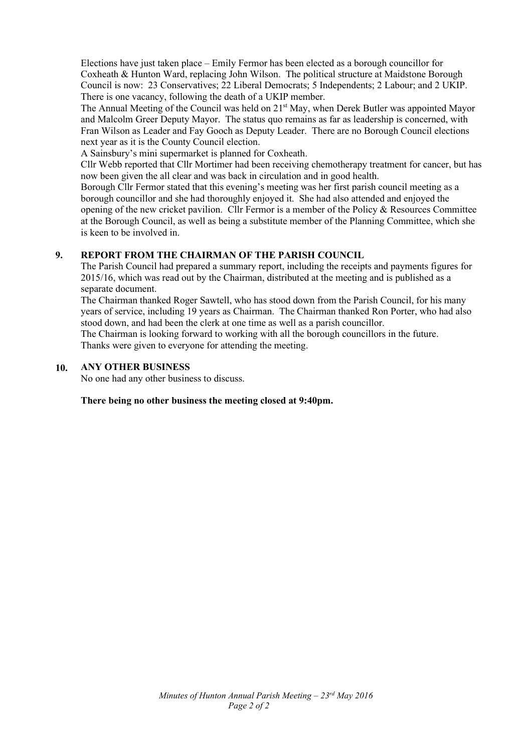Elections have just taken place – Emily Fermor has been elected as a borough councillor for Coxheath & Hunton Ward, replacing John Wilson. The political structure at Maidstone Borough Council is now: 23 Conservatives; 22 Liberal Democrats; 5 Independents; 2 Labour; and 2 UKIP. There is one vacancy, following the death of a UKIP member.

The Annual Meeting of the Council was held on 21st May, when Derek Butler was appointed Mayor and Malcolm Greer Deputy Mayor. The status quo remains as far as leadership is concerned, with Fran Wilson as Leader and Fay Gooch as Deputy Leader. There are no Borough Council elections next year as it is the County Council election.

A Sainsbury's mini supermarket is planned for Coxheath.

Cllr Webb reported that Cllr Mortimer had been receiving chemotherapy treatment for cancer, but has now been given the all clear and was back in circulation and in good health.

Borough Cllr Fermor stated that this evening's meeting was her first parish council meeting as a borough councillor and she had thoroughly enjoyed it. She had also attended and enjoyed the opening of the new cricket pavilion. Cllr Fermor is a member of the Policy & Resources Committee at the Borough Council, as well as being a substitute member of the Planning Committee, which she is keen to be involved in.

## 9. REPORT FROM THE CHAIRMAN OF THE PARISH COUNCIL

The Parish Council had prepared a summary report, including the receipts and payments figures for 2015/16, which was read out by the Chairman, distributed at the meeting and is published as a separate document.

The Chairman thanked Roger Sawtell, who has stood down from the Parish Council, for his many years of service, including 19 years as Chairman. The Chairman thanked Ron Porter, who had also stood down, and had been the clerk at one time as well as a parish councillor.

The Chairman is looking forward to working with all the borough councillors in the future.

Thanks were given to everyone for attending the meeting.

## 10. ANY OTHER BUSINESS

No one had any other business to discuss.

**There being no other business the meeting closed at 9:40pm.**